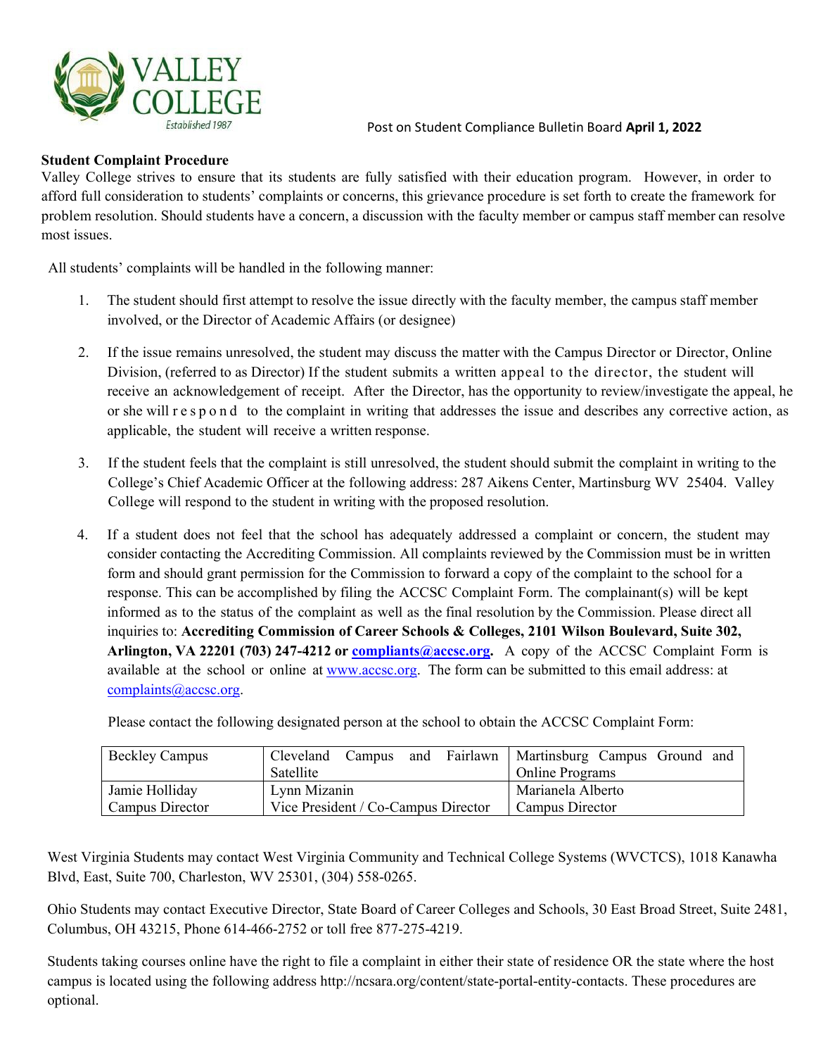VALLEY COLLEGE

Established 1987

Post on Student Compliance Bulletin Board **April 1, 2022**

**Student Complaint Procedure**

Valley College strives to ensure that its students are fully satisfied with their education program. However, in order to afford full consideration to students' complaints or concerns, this grievance procedure is set forth to create the framework for problem resolution. Should students have a concern, a discussion with the faculty member or campus staff member can resolve most issues.

All students' complaints will be handled in the following manner:

1. The student should first attempt to resolve the issue directly with the faculty member, the campus staff member involved, or the Director of Academic Affairs (or designee)

2. If the issue remains unresolved, the student may discuss the matter with the Campus Director or Director, Online Division, (referred to as Director) If the student submits a written appeal to the director, the student will receive an acknowledgement of receipt. After the Director, has the opportunity to review/investigate the appeal, he or she will respond to the complaint in writing that addresses the issue and describes any corrective action, as applicable, the student will receive a written response.

3. If the student feels that the complaint is still unresolved, the student should submit the complaint in writing to the College's Chief Academic Officer at the following address: 287 Aikens Center, Martinsburg WV 25404. Valley College will respond to the student in writing with the proposed resolution.

4. If a student does not feel that the school has adequately addressed a complaint or concern, the student may consider contacting the Accrediting Commission. All complaints reviewed by the Commission must be in written form and should grant permission for the Commission to forward a copy of the complaint to the school for a response. This can be accomplished by filing the ACCSC Complaint Form. The complainant(s) will be kept informed as to the status of the complaint as well as the final resolution by the Commission. Please direct all inquiries to: **Accrediting Commission of Career Schools & Colleges, 2101 Wilson Boulevard, Suite 302, Arlington, VA 22201 (703) 247-4212 or compliants@accsc.org.** A copy of the ACCSC Complaint Form is available at the school or online at www.accsc.org. The form can be submitted to this email address: at complaints@accsc.org.

   Please contact the following designated person at the school to obtain the ACCSC Complaint Form:

| | | |
|---|---|---|
| Beckley Campus | Cleveland Campus and Fairlawn Satellite | Martinsburg Campus Ground and Online Programs |
| Jamie Holliday<br>Campus Director | Lynn Mizanin<br>Vice President / Co-Campus Director | Marianela Alberto<br>Campus Director |

West Virginia Students may contact West Virginia Community and Technical College Systems (WVCTCS), 1018 Kanawha Blvd, East, Suite 700, Charleston, WV 25301, (304) 558-0265.

Ohio Students may contact Executive Director, State Board of Career Colleges and Schools, 30 East Broad Street, Suite 2481, Columbus, OH 43215, Phone 614-466-2752 or toll free 877-275-4219.

Students taking courses online have the right to file a complaint in either their state of residence OR the state where the host campus is located using the following address http://ncsara.org/content/state-portal-entity-contacts. These procedures are optional.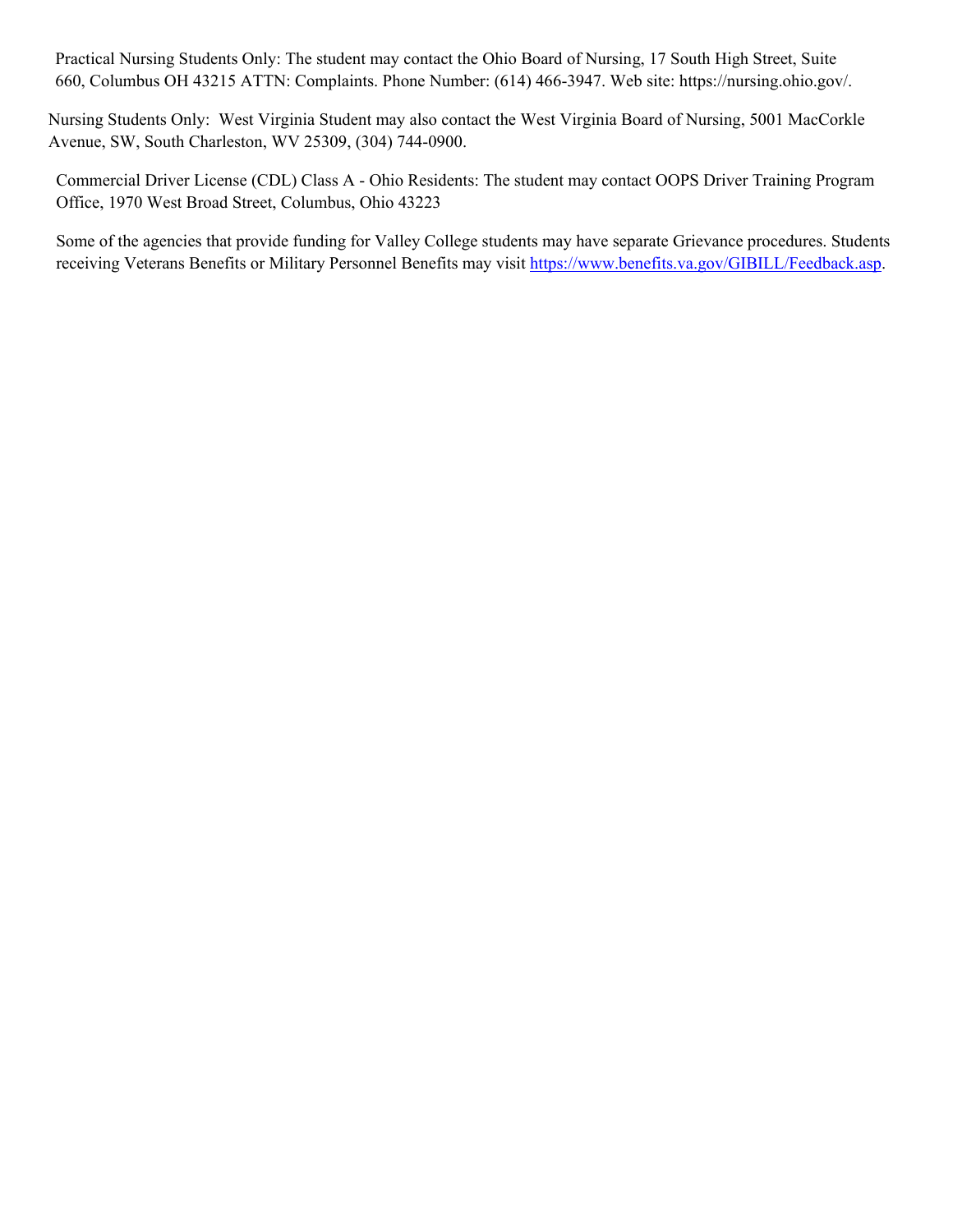Practical Nursing Students Only: The student may contact the Ohio Board of Nursing, 17 South High Street, Suite 660, Columbus OH 43215 ATTN: Complaints. Phone Number: (614) 466-3947. Web site: https://nursing.ohio.gov/.

Nursing Students Only: West Virginia Student may also contact the West Virginia Board of Nursing, 5001 MacCorkle Avenue, SW, South Charleston, WV 25309, (304) 744-0900.

Commercial Driver License (CDL) Class A - Ohio Residents: The student may contact OOPS Driver Training Program Office, 1970 West Broad Street, Columbus, Ohio 43223

Some of the agencies that provide funding for Valley College students may have separate Grievance procedures. Students receiving Veterans Benefits or Military Personnel Benefits may visit https://www.benefits.va.gov/GIBILL/Feedback.asp.